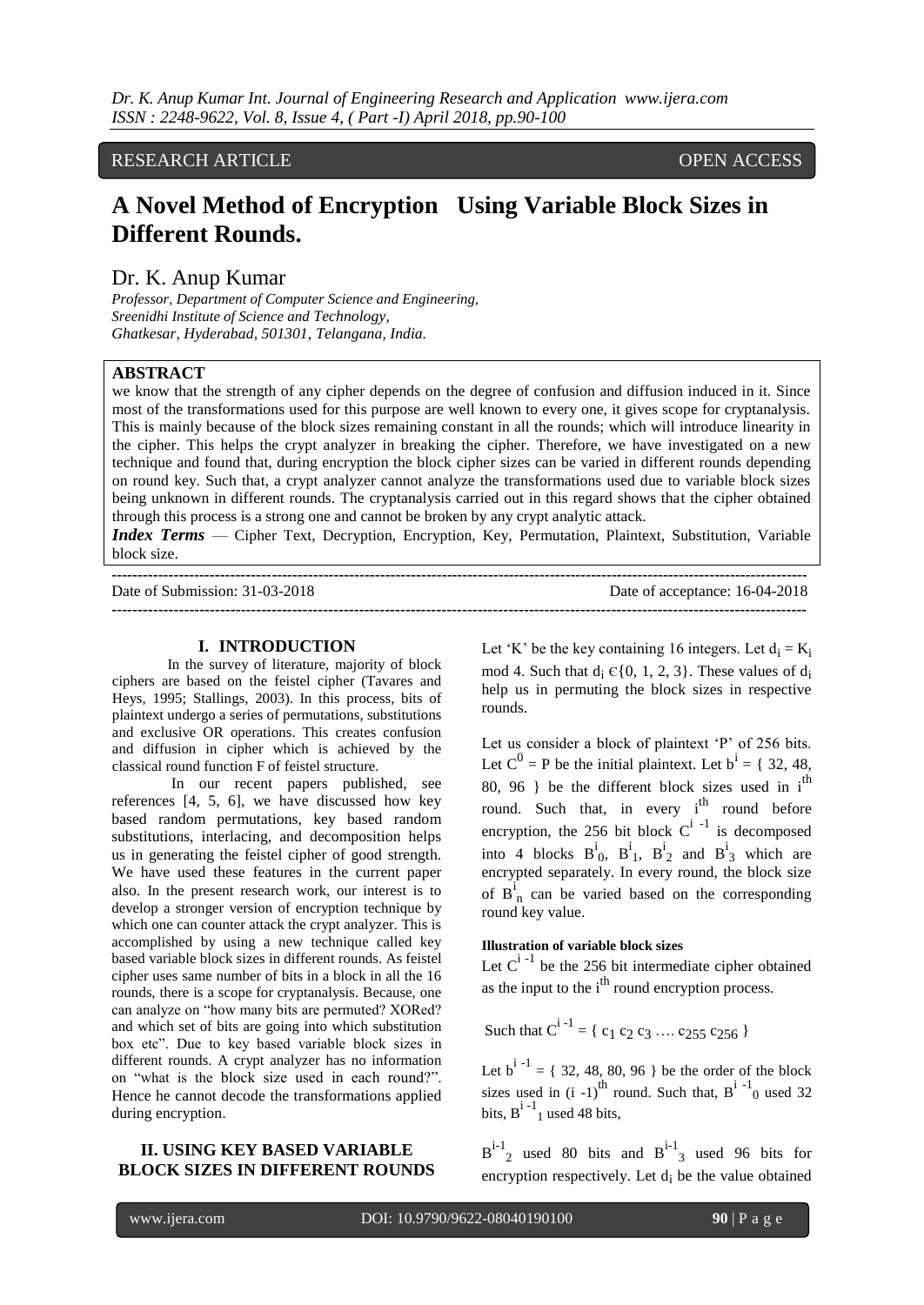RESEARCH ARTICLE OPEN ACCESS

# A Novel Method of Encryption Using Variable Block Sizes in Different Rounds.

## Dr. K. Anup Kumar

*Professor, Department of Computer Science and Engineering,*
*Sreenidhi Institute of Science and Technology,*
*Ghatkesar, Hyderabad, 501301, Telangana, India.*

**ABSTRACT**

we know that the strength of any cipher depends on the degree of confusion and diffusion induced in it. Since most of the transformations used for this purpose are well known to every one, it gives scope for cryptanalysis. This is mainly because of the block sizes remaining constant in all the rounds; which will introduce linearity in the cipher. This helps the crypt analyzer in breaking the cipher. Therefore, we have investigated on a new technique and found that, during encryption the block cipher sizes can be varied in different rounds depending on round key. Such that, a crypt analyzer cannot analyze the transformations used due to variable block sizes being unknown in different rounds. The cryptanalysis carried out in this regard shows that the cipher obtained through this process is a strong one and cannot be broken by any crypt analytic attack.

***Index Terms*** — Cipher Text, Decryption, Encryption, Key, Permutation, Plaintext, Substitution, Variable block size.

Date of Submission: 31-03-2018 Date of acceptance: 16-04-2018

## I. INTRODUCTION

In the survey of literature, majority of block ciphers are based on the feistel cipher (Tavares and Heys, 1995; Stallings, 2003). In this process, bits of plaintext undergo a series of permutations, substitutions and exclusive OR operations. This creates confusion and diffusion in cipher which is achieved by the classical round function F of feistel structure.

In our recent papers published, see references [4, 5, 6], we have discussed how key based random permutations, key based random substitutions, interlacing, and decomposition helps us in generating the feistel cipher of good strength. We have used these features in the current paper also. In the present research work, our interest is to develop a stronger version of encryption technique by which one can counter attack the crypt analyzer. This is accomplished by using a new technique called key based variable block sizes in different rounds. As feistel cipher uses same number of bits in a block in all the 16 rounds, there is a scope for cryptanalysis. Because, one can analyze on "how many bits are permuted? XORed? and which set of bits are going into which substitution box etc". Due to key based variable block sizes in different rounds. A crypt analyzer has no information on "what is the block size used in each round?". Hence he cannot decode the transformations applied during encryption.

## II. USING KEY BASED VARIABLE BLOCK SIZES IN DIFFERENT ROUNDS

Let 'K' be the key containing 16 integers. Let $d_i = K_i$ mod 4. Such that $d_i \in \{0, 1, 2, 3\}$. These values of $d_i$ help us in permuting the block sizes in respective rounds.

Let us consider a block of plaintext 'P' of 256 bits. Let $C^0 = P$ be the initial plaintext. Let $b^i = \{ 32, 48, 80, 96 \}$ be the different block sizes used in $i^{th}$ round. Such that, in every $i^{th}$ round before encryption, the 256 bit block $C^{i-1}$ is decomposed into 4 blocks $B^i_0$, $B^i_1$, $B^i_2$ and $B^i_3$ which are encrypted separately. In every round, the block size of $B^i_n$ can be varied based on the corresponding round key value.

**Illustration of variable block sizes**

Let $C^{i-1}$ be the 256 bit intermediate cipher obtained as the input to the $i^{th}$ round encryption process.

Such that $C^{i-1} = \{ c_1\, c_2\, c_3 \ldots c_{255}\, c_{256} \}$

Let $b^{i-1} = \{ 32, 48, 80, 96 \}$ be the order of the block sizes used in $(i-1)^{th}$ round. Such that, $B^{i-1}_0$ used 32 bits, $B^{i-1}_1$ used 48 bits,

$B^{i-1}_2$ used 80 bits and $B^{i-1}_3$ used 96 bits for encryption respectively. Let $d_i$ be the value obtained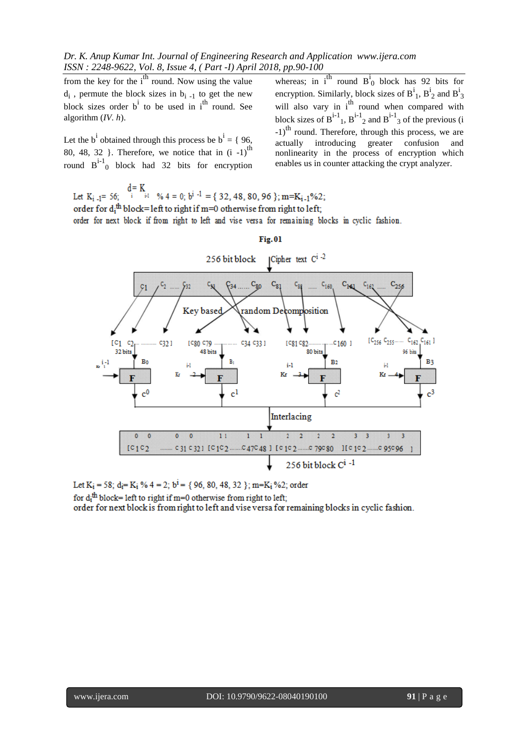from the key for the $i^{th}$ round. Now using the value $d_i$, permute the block sizes in $b_{i-1}$ to get the new block sizes order $b^i$ to be used in $i^{th}$ round. See algorithm (*IV. h*).

Let the $b^i$ obtained through this process be $b^i$ = { 96, 80, 48, 32 }. Therefore, we notice that in $(i-1)^{th}$ round $B^{i-1}_0$ block had 32 bits for encryption whereas; in $i^{th}$ round $B^i_0$ block has 92 bits for encryption. Similarly, block sizes of $B^i_1$, $B^i_2$ and $B^i_3$ will also vary in $i^{th}$ round when compared with block sizes of $B^{i-1}_1$, $B^{i-1}_2$ and $B^{i-1}_3$ of the previous $(i-1)^{th}$ round. Therefore, through this process, we are actually introducing greater confusion and nonlinearity in the process of encryption which enables us in counter attacking the crypt analyzer.

Let $K_{i-1} = 56$; $d_i = K_{i-1} \% 4 = 0$; $b^{i-1}$ = { 32, 48, 80, 96 }; $m = K_{i-1}\%2$;
order for $d_i^{th}$ block=left to right if m=0 otherwise from right to left;
order for next block if from right to left and vise versa for remaining blocks in cyclic fashion.

**Fig. 01**

Let $K_i = 58$; $d_i = K_i \% 4 = 2$; $b^i$ = { 96, 80, 48, 32 }; $m = K_i\%2$; order for $d_i^{th}$ block= left to right if m=0 otherwise from right to left;
order for next block is from right to left and vise versa for remaining blocks in cyclic fashion.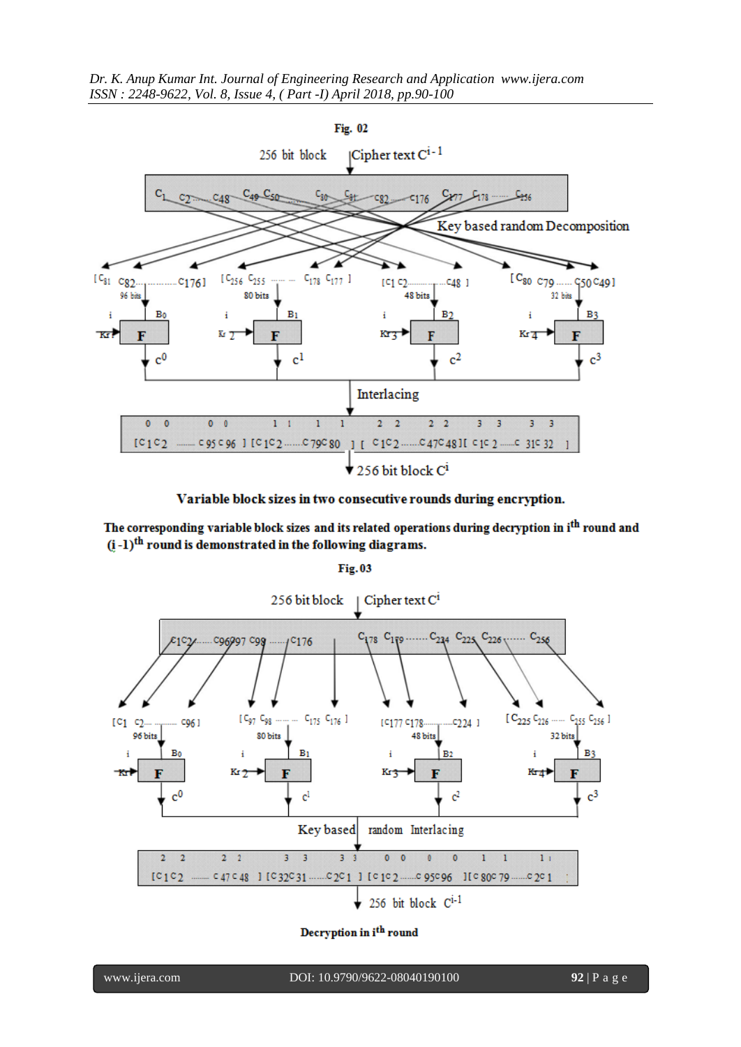**Fig. 02**

256 bit block | Cipher text $C^{i-1}$

$C_1$ $C_2$ ...... $C_{48}$ $C_{49}$ $C_{50}$ ...... $C_{80}$ $C_{81}$ $C_{82}$ ...... $C_{176}$ $C_{177}$ $C_{178}$ ...... $C_{256}$

Key based random Decomposition

$[C_{81}\ C_{82} \ldots\ldots C_{176}]$ 96 bits → $B_0$ → F (with $Kr_1^i$) → $c^0$

$[C_{256}\ C_{255} \ldots\ldots C_{178}\ C_{177}]$ 80 bits → $B_1$ → F (with $Kr_2^i$) → $c^1$

$[C_1\ C_2 \ldots\ldots C_{48}]$ 48 bits → $B_2$ → F (with $Kr_3^i$) → $c^2$

$[C_{80}\ C_{79} \ldots\ldots C_{50}\ C_{49}]$ 32 bits → $B_3$ → F (with $Kr_4^i$) → $c^3$

Interlacing

$[c^0_1 c^0_2 \ldots\ldots c^0_{95} c^0_{96}]$ $[c^1_1 c^1_2 \ldots\ldots c^1_{79} c^1_{80}]$ $[c^2_1 c^2_2 \ldots\ldots c^2_{47} c^2_{48}]$ $[c^3_1 c^3_2 \ldots\ldots c^3_{31} c^3_{32}]$

256 bit block $C^i$

**Variable block sizes in two consecutive rounds during encryption.**

**The corresponding variable block sizes and its related operations during decryption in $i^{th}$ round and $(i-1)^{th}$ round is demonstrated in the following diagrams.**

**Fig. 03**

256 bit block | Cipher text $C^i$

$C_1 C_2 \ldots\ldots C_{96} C_{97} C_{98} \ldots\ldots C_{176}$ $C_{178}$ $C_{179} \ldots\ldots C_{224}$ $C_{225}$ $C_{226} \ldots\ldots C_{256}$

$[C_1\ C_2 \ldots\ldots C_{96}]$ 96 bits → $B_0$ → F (with $Kr_1^i$) → $c^0$

$[C_{97}\ C_{98} \ldots\ldots C_{175}\ C_{176}]$ 80 bits → $B_1$ → F (with $Kr_2^i$) → $c^1$

$[C_{177}\ C_{178} \ldots\ldots C_{224}]$ 48 bits → $B_2$ → F (with $Kr_3^i$) → $c^2$

$[C_{225}\ C_{226} \ldots\ldots C_{255}\ C_{256}]$ 32 bits → $B_3$ → F (with $Kr_4^i$) → $c^3$

Key based random Interlacing

$[c^2_1 c^2_2 \ldots\ldots c^2_{47} c^2_{48}]$ $[c^3_{32} c^3_{31} \ldots\ldots c^3_2 c^3_1]$ $[c^0_1 c^0_2 \ldots\ldots c^0_{95} c^0_{96}]$ $[c^1_{80} c^1_{79} \ldots\ldots c^1_2 c^1_1]$

256 bit block $C^{i-1}$

**Decryption in $i^{th}$ round**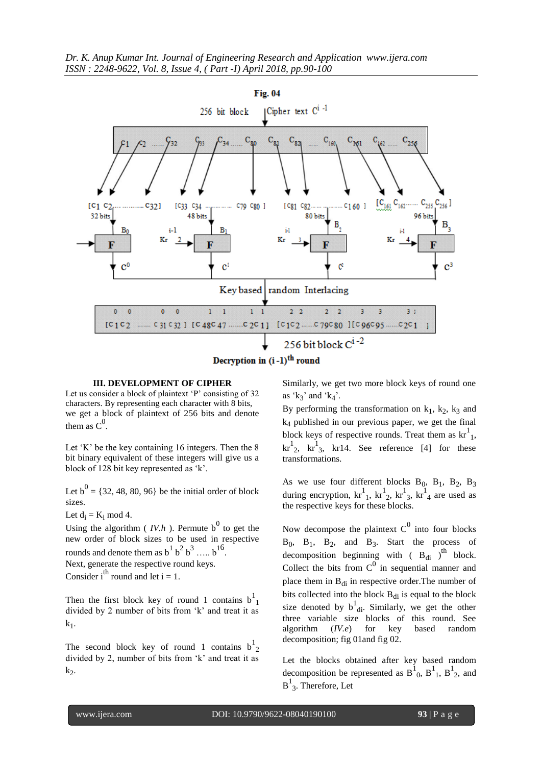**Fig. 04**

256 bit block | Cipher text $C^{i-1}$

Key based random Interlacing

256 bit block $C^{i-2}$

**Decryption in (i -1)$^{th}$ round**

## III. DEVELOPMENT OF CIPHER

Let us consider a block of plaintext 'P' consisting of 32 characters. By representing each character with 8 bits, we get a block of plaintext of 256 bits and denote them as $C^0$.

Let 'K' be the key containing 16 integers. Then the 8 bit binary equivalent of these integers will give us a block of 128 bit key represented as 'k'.

Let $b^0 = \{32, 48, 80, 96\}$ be the initial order of block sizes.

Let $d_i = K_i \bmod 4$.

Using the algorithm ( *IV.h* ). Permute $b^0$ to get the new order of block sizes to be used in respective rounds and denote them as $b^1\, b^2\, b^3 \ldots\ldots b^{16}$.

Next, generate the respective round keys.

Consider $i^{th}$ round and let i = 1.

Then the first block key of round 1 contains $b^1_1$ divided by 2 number of bits from 'k' and treat it as $k_1$.

The second block key of round 1 contains $b^1_2$ divided by 2, number of bits from 'k' and treat it as $k_2$.

Similarly, we get two more block keys of round one as '$k_3$' and '$k_4$'.

By performing the transformation on $k_1$, $k_2$, $k_3$ and $k_4$ published in our previous paper, we get the final block keys of respective rounds. Treat them as $kr^1_1$, $kr^1_2$, $kr^1_3$, kr14. See reference [4] for these transformations.

As we use four different blocks $B_0$, $B_1$, $B_2$, $B_3$ during encryption, $kr^1_1$, $kr^1_2$, $kr^1_3$, $kr^1_4$ are used as the respective keys for these blocks.

Now decompose the plaintext $C^0$ into four blocks $B_0$, $B_1$, $B_2$, and $B_3$. Start the process of decomposition beginning with ( $B_{di}$ )$^{th}$ block. Collect the bits from $C^0$ in sequential manner and place them in $B_{di}$ in respective order.The number of bits collected into the block $B_{di}$ is equal to the block size denoted by $b^1_{di}$. Similarly, we get the other three variable size blocks of this round. See algorithm (*IV.e*) for key based random decomposition; fig 01and fig 02.

Let the blocks obtained after key based random decomposition be represented as $B^1_0$, $B^1_1$, $B^1_2$, and $B^1_3$. Therefore, Let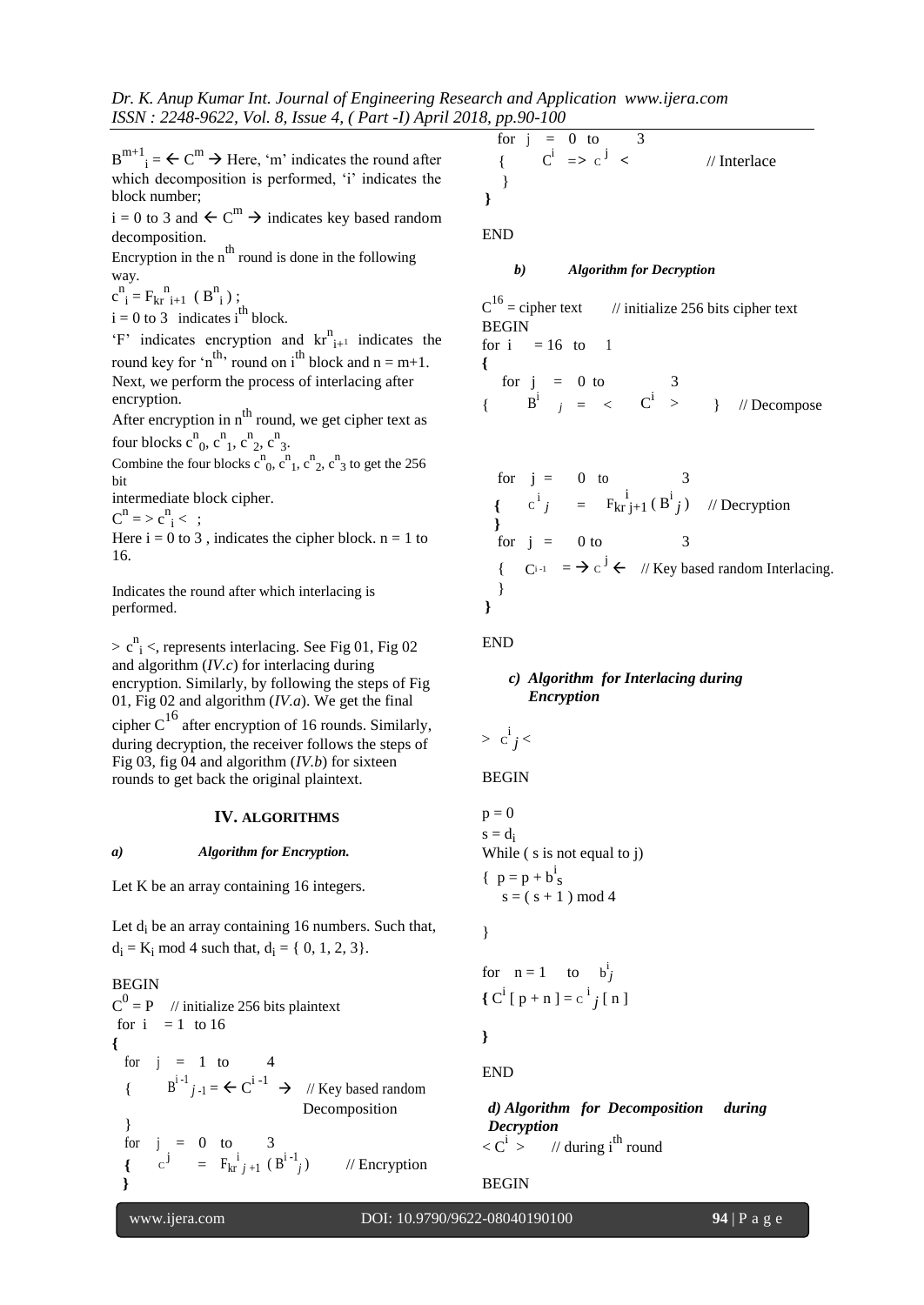$B^{m+1}_i = \leftarrow C^m \rightarrow$ Here, 'm' indicates the round after which decomposition is performed, 'i' indicates the block number;

i = 0 to 3 and $\leftarrow C^m \rightarrow$ indicates key based random decomposition.

Encryption in the $n^{th}$ round is done in the following way.

$c^n_i = F_{kr^n_{i+1}} ( B^n_i )$ ;

i = 0 to 3 indicates $i^{th}$ block.

'F' indicates encryption and $kr^n_{i+1}$ indicates the round key for '$n^{th}$' round on $i^{th}$ block and n = m+1.

Next, we perform the process of interlacing after encryption.

After encryption in $n^{th}$ round, we get cipher text as four blocks $c^n_0, c^n_1, c^n_2, c^n_3$.

Combine the four blocks $c^n_0, c^n_1, c^n_2, c^n_3$ to get the 256 bit intermediate block cipher.

$C^n = > c^n_i <$ ;

Here i = 0 to 3 , indicates the cipher block. n = 1 to 16.

Indicates the round after which interlacing is performed.

$> c^n_i <$, represents interlacing. See Fig 01, Fig 02 and algorithm (*IV.c*) for interlacing during encryption. Similarly, by following the steps of Fig 01, Fig 02 and algorithm (*IV.a*). We get the final cipher $C^{16}$ after encryption of 16 rounds. Similarly, during decryption, the receiver follows the steps of Fig 03, fig 04 and algorithm (*IV.b*) for sixteen rounds to get back the original plaintext.

## IV. ALGORITHMS

### *a) Algorithm for Encryption.*

Let K be an array containing 16 integers.

Let $d_i$ be an array containing 16 numbers. Such that, $d_i = K_i \bmod 4$ such that, $d_i = \{ 0, 1, 2, 3\}$.

```
BEGIN
C^0 = P    // initialize 256 bits plaintext
 for i  = 1 to 16
{
  for  j  =  1  to     4
  {     B^{i-1}_{j-1} = ← C^{i-1} →   // Key based random
                                         Decomposition
  }
  for  j  =  0  to     3
  {   c^j  =  F_{kr^i_{j+1}} ( B^{i-1}_j )    // Encryption
  }
  for  j  =  0  to     3
  {     C^i  => c^j <                    // Interlace
  }
}
END
```

### *b) Algorithm for Decryption*

```
C^16 = cipher text    // initialize 256 bits cipher text
BEGIN
for i  = 16  to   1
{
   for  j  =  0  to       3
{     B^i_j  =  <   C^i  >    }   // Decompose

   for  j  =   0  to        3
   {   c^i_j  =  F_{kr^i_{j+1}} ( B^i_j )   // Decryption
   }
   for  j  =   0 to         3
   {   C^{i-1} = → c^j ←   // Key based random Interlacing.
   }
}
END
```

### *c) Algorithm for Interlacing during Encryption*

```
> c^i_j <

BEGIN

p = 0
s = d_i
While ( s is not equal to j)
{  p = p + b^i_s
   s = ( s + 1 ) mod 4

}

for  n = 1   to   b^i_j
{ C^i [ p + n ] = c^i_j [ n ]

}

END
```

### *d) Algorithm for Decomposition during Decryption*

```
< C^i >    // during i^th round

BEGIN
```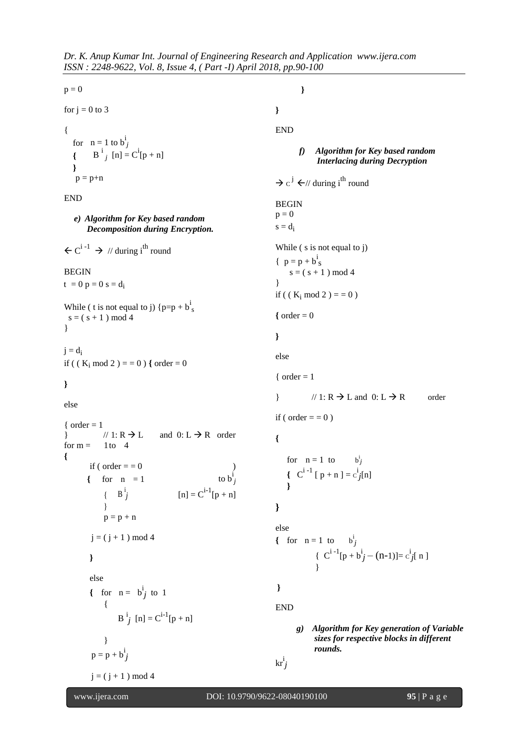```
p = 0

for j = 0 to 3

{
   for   n = 1 to b^i_j
   {      B^i_j [n] = C^i[p + n]
   }
   p = p+n

END
```

*e) Algorithm for Key based random Decomposition during Encryption.*

$\leftarrow C^{i-1} \rightarrow$ // during $i^{th}$ round

```
BEGIN
t = 0 p = 0 s = d_i

While ( t is not equal to j) {p=p + b^i_s
  s = ( s + 1 ) mod 4
}

j = d_i
if ( ( K_i mod 2 ) = = 0 ) { order = 0

}

else

{ order = 1
}           // 1: R → L     and  0: L → R   order
for m =     1 to   4
{
        if ( order = = 0                          )
      {    for   n   = 1                          to b^i_j
           {    B^i_j                  [n] = C^{i-1}[p + n]
           }
           p = p + n

        j = ( j + 1 ) mod 4

        }

        else
        {   for   n =   b^i_j  to  1
             {
                  B^i_j  [n] = C^{i-1}[p + n]

             }
         p = p + b^i_j

         j = ( j + 1 ) mod 4

        }

}

END
```

*f) Algorithm for Key based random Interlacing during Decryption*

$\rightarrow C^j \leftarrow$// during $i^{th}$ round

```
BEGIN
p = 0
s = d_i

While ( s is not equal to j)
{  p = p + b^i_s
     s = ( s + 1 ) mod 4
}
if ( ( K_i mod 2 ) = = 0 )

{ order = 0

}

else

{ order = 1

}         // 1: R → L and  0: L → R        order

if ( order = = 0 )

{

    for   n = 1  to       b^i_j
    {  C^{i-1} [ p + n ] = C^i_j[n]
    }

}

else
{   for   n = 1  to     b^i_j
           {  C^{i-1}[p + b^i_j – (n-1)]= C^i_j[ n ]
           }

}

END
```

*g) Algorithm for Key generation of Variable sizes for respective blocks in different rounds.*

$kr^i_j$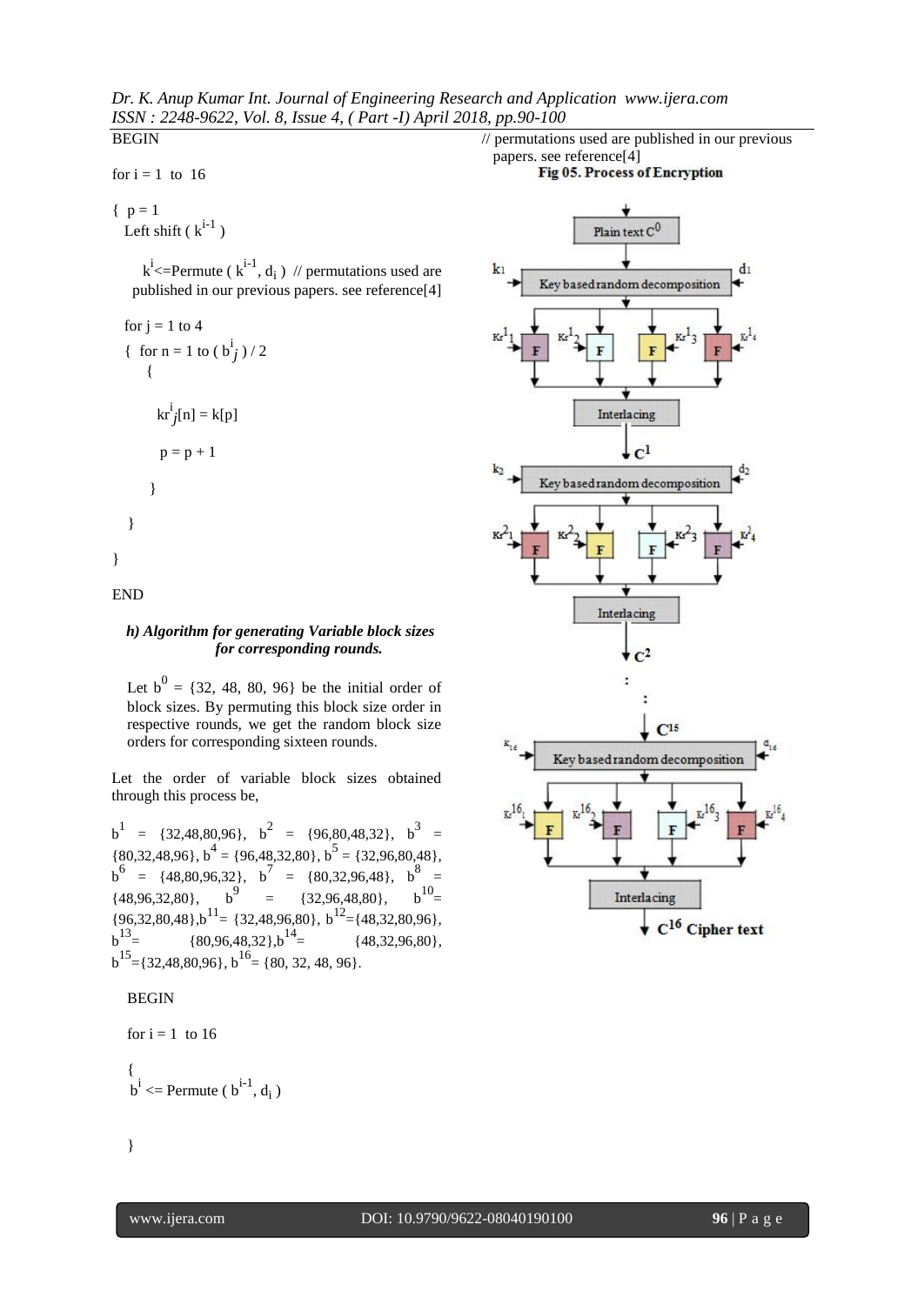BEGIN

for i = 1 to 16

{ p = 1

Left shift ( $k^{i-1}$ )

$k^i$<=Permute ( $k^{i-1}$, $d_i$ ) // permutations used are published in our previous papers. see reference[4]

for j = 1 to 4

{ for n = 1 to ( $b^i_j$ ) / 2

{

$kr^i_j[n] = k[p]$

p = p + 1

}

}

}

END

#### h) Algorithm for generating Variable block sizes for corresponding rounds.

Let $b^0$ = {32, 48, 80, 96} be the initial order of block sizes. By permuting this block size order in respective rounds, we get the random block size orders for corresponding sixteen rounds.

Let the order of variable block sizes obtained through this process be,

$b^1$ = {32,48,80,96}, $b^2$ = {96,80,48,32}, $b^3$ = {80,32,48,96}, $b^4$ = {96,48,32,80}, $b^5$ = {32,96,80,48}, $b^6$ = {48,80,96,32}, $b^7$ = {80,32,96,48}, $b^8$ = {48,96,32,80}, $b^9$ = {32,96,48,80}, $b^{10}$= {96,32,80,48}, $b^{11}$= {32,48,96,80}, $b^{12}$={48,32,80,96}, $b^{13}$= {80,96,48,32}, $b^{14}$= {48,32,96,80}, $b^{15}$={32,48,80,96}, $b^{16}$= {80, 32, 48, 96}.

BEGIN

for i = 1 to 16

{

$b^i$ <= Permute ( $b^{i-1}$, $d_i$ )

}

// permutations used are published in our previous papers. see reference[4]

**Fig 05. Process of Encryption**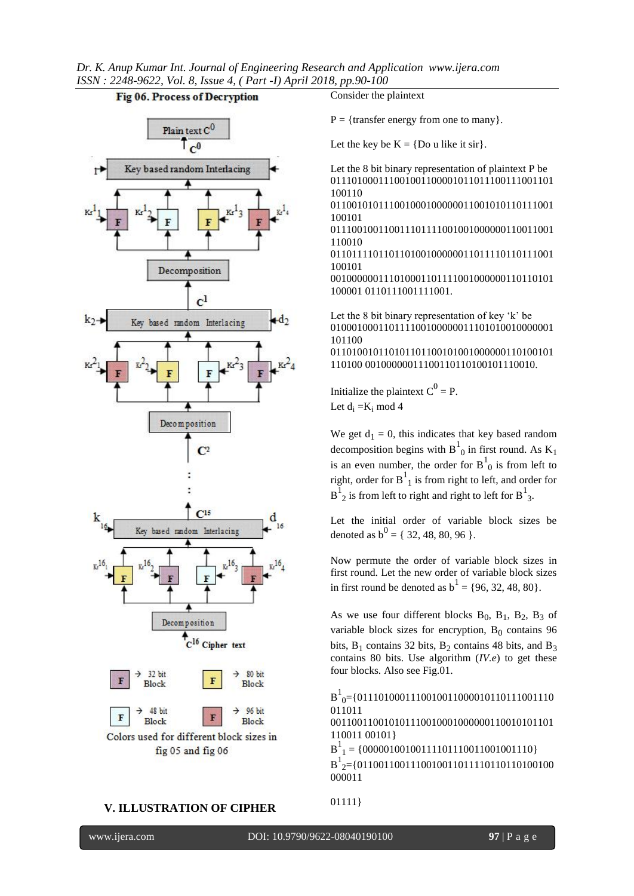**Fig 06. Process of Decryption**

Colors used for different block sizes in fig 05 and fig 06

## V. ILLUSTRATION OF CIPHER

Consider the plaintext

P = {transfer energy from one to many}.

Let the key be K = {Do u like it sir}.

Let the 8 bit binary representation of plaintext P be 01110100011100100110000101101110011100110110 0110 0110010101110010001000000110010101101110011 00101 011100100110011101111001001000000110011001110 010 0110111101101101001000000110111101101110011 00101 001000000111010001101110010000001101101011 00001 0110111001111001.

Let the 8 bit binary representation of key 'k' be 0100010001101111001000000111010100100000001 01100 0110100101101011011001010010000001101001011 10100 0010000001110011011010010111 0010.

Initialize the plaintext $C^0 = P$.

Let $d_i = K_i \bmod 4$

We get $d_1 = 0$, this indicates that key based random decomposition begins with $B^1{}_0$ in first round. As $K_1$ is an even number, the order for $B^1{}_0$ is from left to right, order for $B^1{}_1$ is from right to left, and order for $B^1{}_2$ is from left to right and right to left for $B^1{}_3$.

Let the initial order of variable block sizes be denoted as $b^0 = \{ 32, 48, 80, 96 \}$.

Now permute the order of variable block sizes in first round. Let the new order of variable block sizes in first round be denoted as $b^1 = \{96, 32, 48, 80\}$.

As we use four different blocks $B_0$, $B_1$, $B_2$, $B_3$ of variable block sizes for encryption, $B_0$ contains 96 bits, $B_1$ contains 32 bits, $B_2$ contains 48 bits, and $B_3$ contains 80 bits. Use algorithm (*IV.e*) to get these four blocks. Also see Fig.01.

$B^1{}_0$={011101000111001001100001011011100111001110 011011 001100110010101110010001000000110010101101 110011 00101}

$B^1{}_1$ = {00000100100111101110011001001110}

$B^1{}_2$={011001100111001001101111011011010010 0000011

01111}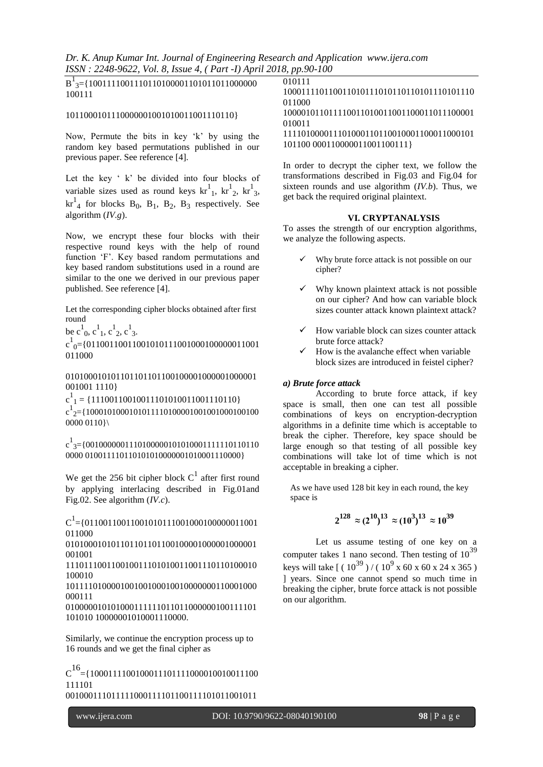$B^1_3$={10011110011101101000011010110110000000 100111

10110001011100000010010100110011110110}

Now, Permute the bits in key 'k' by using the random key based permutations published in our previous paper. See reference [4].

Let the key ' k' be divided into four blocks of variable sizes used as round keys $kr^1_1$, $kr^1_2$, $kr^1_3$, $kr^1_4$ for blocks $B_0$, $B_1$, $B_2$, $B_3$ respectively. See algorithm (*IV.g*).

Now, we encrypt these four blocks with their respective round keys with the help of round function 'F'. Key based random permutations and key based random substitutions used in a round are similar to the one we derived in our previous paper published. See reference [4].

Let the corresponding cipher blocks obtained after first round be $c^1_0$, $c^1_1$, $c^1_2$, $c^1_3$.

$c^1_0$={01100110011001010111001000100000011001 011000

0101000101011011011011001000010000010000001 001001 1110}

$c^1_1$ = {11100110010011101010011001110110}

$c^1_2$={10001010001010111101000010010010001001000000 0110}\

$c^1_3$={00100000011101000001010100011111101101100000 0100111101101010100000010100011110000}

We get the 256 bit cipher block $C^1$ after first round by applying interlacing described in Fig.01and Fig.02. See algorithm (*IV.c*).

$C^1$={01100110011001010111001000100000011001 011000
0101000101011011011011001000010000010000001 001001
1110111001100100111010100110011101101000100 100010
1011110100001001001000100100000000110001000 000111
0100000101010001111110110110000000100111101 101010 10000001010001110000.

Similarly, we continue the encryption process up to 16 rounds and we get the final cipher as

$C^{16}$={10001111001000111011110000100100111001 111101
0010001110111110001111011001110101011001011 010111
1000111101100110101110101101101011101011100 11000
1000010110111100110100110011000110111000010 10011
1111010000111010001101100100011000110001011 01100 0001100000011001100111}

In order to decrypt the cipher text, we follow the transformations described in Fig.03 and Fig.04 for sixteen rounds and use algorithm (*IV.b*). Thus, we get back the required original plaintext.

## VI. CRYPTANALYSIS

To asses the strength of our encryption algorithms, we analyze the following aspects.

- ✓ Why brute force attack is not possible on our cipher?
- ✓ Why known plaintext attack is not possible on our cipher? And how can variable block sizes counter attack known plaintext attack?
- ✓ How variable block can sizes counter attack brute force attack?
- ✓ How is the avalanche effect when variable block sizes are introduced in feistel cipher?

### *a) Brute force attack*

According to brute force attack, if key space is small, then one can test all possible combinations of keys on encryption-decryption algorithms in a definite time which is acceptable to break the cipher. Therefore, key space should be large enough so that testing of all possible key combinations will take lot of time which is not acceptable in breaking a cipher.

As we have used 128 bit key in each round, the key space is

$$2^{128} \approx (2^{10})^{13} \approx (10^3)^{13} \approx 10^{39}$$

Let us assume testing of one key on a computer takes 1 nano second. Then testing of $10^{39}$ keys will take [ ( $10^{39}$ ) / ( $10^9$ x 60 x 60 x 24 x 365 ) ] years. Since one cannot spend so much time in breaking the cipher, brute force attack is not possible on our algorithm.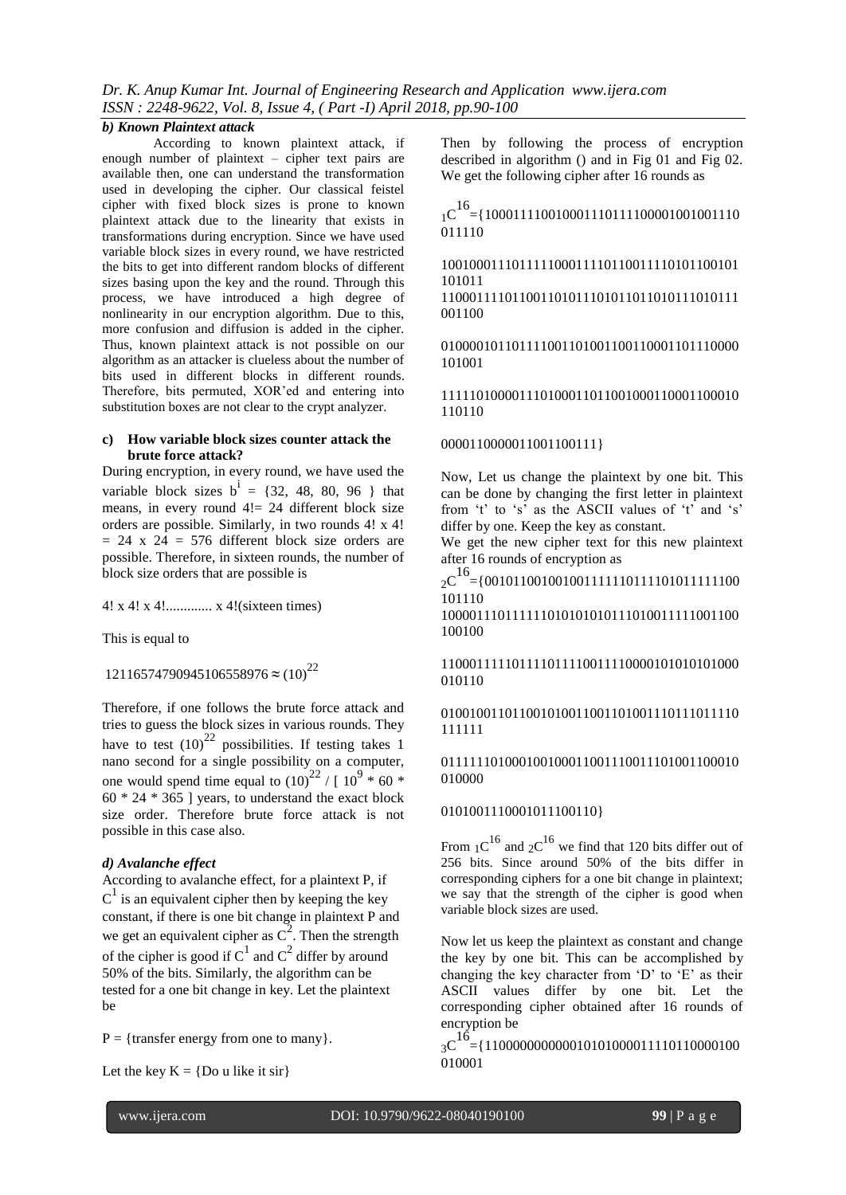### b) Known Plaintext attack

According to known plaintext attack, if enough number of plaintext – cipher text pairs are available then, one can understand the transformation used in developing the cipher. Our classical feistel cipher with fixed block sizes is prone to known plaintext attack due to the linearity that exists in transformations during encryption. Since we have used variable block sizes in every round, we have restricted the bits to get into different random blocks of different sizes basing upon the key and the round. Through this process, we have introduced a high degree of nonlinearity in our encryption algorithm. Due to this, more confusion and diffusion is added in the cipher. Thus, known plaintext attack is not possible on our algorithm as an attacker is clueless about the number of bits used in different blocks in different rounds. Therefore, bits permuted, XOR'ed and entering into substitution boxes are not clear to the crypt analyzer.

### c) How variable block sizes counter attack the brute force attack?

During encryption, in every round, we have used the variable block sizes $b^i = \{32, 48, 80, 96\}$ that means, in every round 4!= 24 different block size orders are possible. Similarly, in two rounds 4! x 4! = 24 x 24 = 576 different block size orders are possible. Therefore, in sixteen rounds, the number of block size orders that are possible is

4! x 4! x 4!............. x 4!(sixteen times)

This is equal to

$$1211657479094510655897 6 \approx (10)^{22}$$

Therefore, if one follows the brute force attack and tries to guess the block sizes in various rounds. They have to test $(10)^{22}$ possibilities. If testing takes 1 nano second for a single possibility on a computer, one would spend time equal to $(10)^{22} / [\,10^9 * 60 * 60 * 24 * 365\,]$ years, to understand the exact block size order. Therefore brute force attack is not possible in this case also.

### d) Avalanche effect

According to avalanche effect, for a plaintext P, if $C^1$ is an equivalent cipher then by keeping the key constant, if there is one bit change in plaintext P and we get an equivalent cipher as $C^2$. Then the strength of the cipher is good if $C^1$ and $C^2$ differ by around 50% of the bits. Similarly, the algorithm can be tested for a one bit change in key. Let the plaintext be

P = {transfer energy from one to many}.

Let the key K = {Do u like it sir}

Then by following the process of encryption described in algorithm () and in Fig 01 and Fig 02. We get the following cipher after 16 rounds as

$_1C^{16}$={10001111001000111011110000100100111 0011110

1001000111011111000111101100111101011001 01101011
1100011110110011010111010110110101110101 11001100

0100001011011110011010011001100011011100 00101001

1111101000011101000110110010001100011000 10110110

0000110000011001100111}

Now, Let us change the plaintext by one bit. This can be done by changing the first letter in plaintext from 't' to 's' as the ASCII values of 't' and 's' differ by one. Keep the key as constant.

We get the new cipher text for this new plaintext after 16 rounds of encryption as

$_2C^{16}$={00101100100100111111011110101111110 0101110
1000011101111110101010101110100111110011 00100100

1100011111011110111100111100001010101010 00010110

0100100110110010100110011010011101110111 10111111

0111111010001001000110011100111010011000 10010000

0101001110001011100110}

From $_1C^{16}$ and $_2C^{16}$ we find that 120 bits differ out of 256 bits. Since around 50% of the bits differ in corresponding ciphers for a one bit change in plaintext; we say that the strength of the cipher is good when variable block sizes are used.

Now let us keep the plaintext as constant and change the key by one bit. This can be accomplished by changing the key character from 'D' to 'E' as their ASCII values differ by one bit. Let the corresponding cipher obtained after 16 rounds of encryption be

$_3C^{16}$={11000000000001010100001111011000010 0010001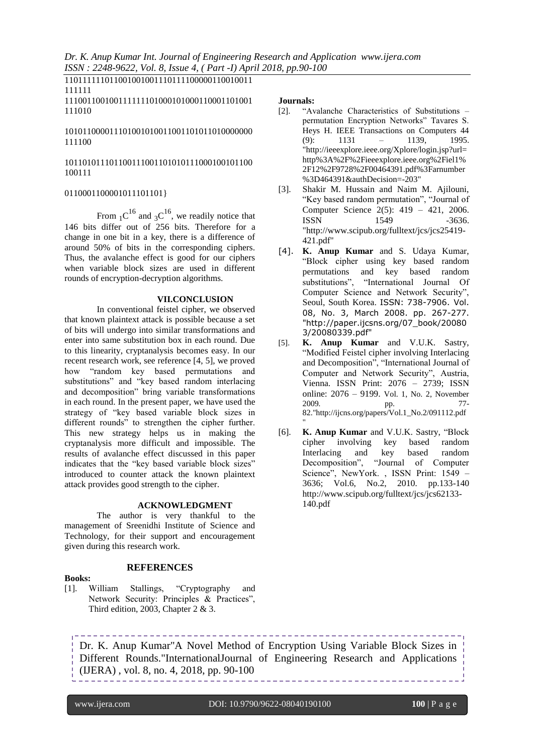1101111110110010010011101111000001100100111
111111
111001100100111111101000101000110001101001
111010

101011000011101001010011001101011010000000
111100

101101011101100111001101010111000100101100
100111

0110001100001011101101}

From $_1C^{16}$ and $_3C^{16}$, we readily notice that 146 bits differ out of 256 bits. Therefore for a change in one bit in a key, there is a difference of around 50% of bits in the corresponding ciphers. Thus, the avalanche effect is good for our ciphers when variable block sizes are used in different rounds of encryption-decryption algorithms.

## VII.CONCLUSION

In conventional feistel cipher, we observed that known plaintext attack is possible because a set of bits will undergo into similar transformations and enter into same substitution box in each round. Due to this linearity, cryptanalysis becomes easy. In our recent research work, see reference [4, 5], we proved how "random key based permutations and substitutions" and "key based random interlacing and decomposition" bring variable transformations in each round. In the present paper, we have used the strategy of "key based variable block sizes in different rounds" to strengthen the cipher further. This new strategy helps us in making the cryptanalysis more difficult and impossible. The results of avalanche effect discussed in this paper indicates that the "key based variable block sizes" introduced to counter attack the known plaintext attack provides good strength to the cipher.

## ACKNOWLEDGMENT

The author is very thankful to the management of Sreenidhi Institute of Science and Technology, for their support and encouragement given during this research work.

## REFERENCES

**Books:**

[1]. William Stallings, "Cryptography and Network Security: Principles & Practices", Third edition, 2003, Chapter 2 & 3.

**Journals:**

[2]. "Avalanche Characteristics of Substitutions – permutation Encryption Networks" Tavares S. Heys H. IEEE Transactions on Computers 44 (9): 1131 – 1139, 1995. "http://ieeexplore.ieee.org/Xplore/login.jsp?url=http%3A%2F%2Fieeexplore.ieee.org%2Fiel1%2F12%2F9728%2F00464391.pdf%3Farnumber%3D464391&authDecision=-203"

[3]. Shakir M. Hussain and Naim M. Ajilouni, "Key based random permutation", "Journal of Computer Science 2(5): 419 – 421, 2006. ISSN 1549 -3636. "http://www.scipub.org/fulltext/jcs/jcs25419-421.pdf"

[4]. **K. Anup Kumar** and S. Udaya Kumar, "Block cipher using key based random permutations and key based random substitutions", "International Journal Of Computer Science and Network Security", Seoul, South Korea. ISSN: 738-7906. Vol. 08, No. 3, March 2008. pp. 267-277. "http://paper.ijcsns.org/07_book/200803/20080339.pdf"

[5]. **K. Anup Kumar** and V.U.K. Sastry, "Modified Feistel cipher involving Interlacing and Decomposition", "International Journal of Computer and Network Security", Austria, Vienna. ISSN Print: 2076 – 2739; ISSN online: 2076 – 9199. Vol. 1, No. 2, November 2009. pp. 77-82."http://ijcns.org/papers/Vol.1_No.2/091112.pdf"

[6]. **K. Anup Kumar** and V.U.K. Sastry, "Block cipher involving key based random Interlacing and key based random Decomposition", "Journal of Computer Science", NewYork. , ISSN Print: 1549 – 3636; Vol.6, No.2, 2010. pp.133-140 http://www.scipub.org/fulltext/jcs/jcs62133-140.pdf

Dr. K. Anup Kumar"A Novel Method of Encryption Using Variable Block Sizes in Different Rounds."InternationalJournal of Engineering Research and Applications (IJERA) , vol. 8, no. 4, 2018, pp. 90-100